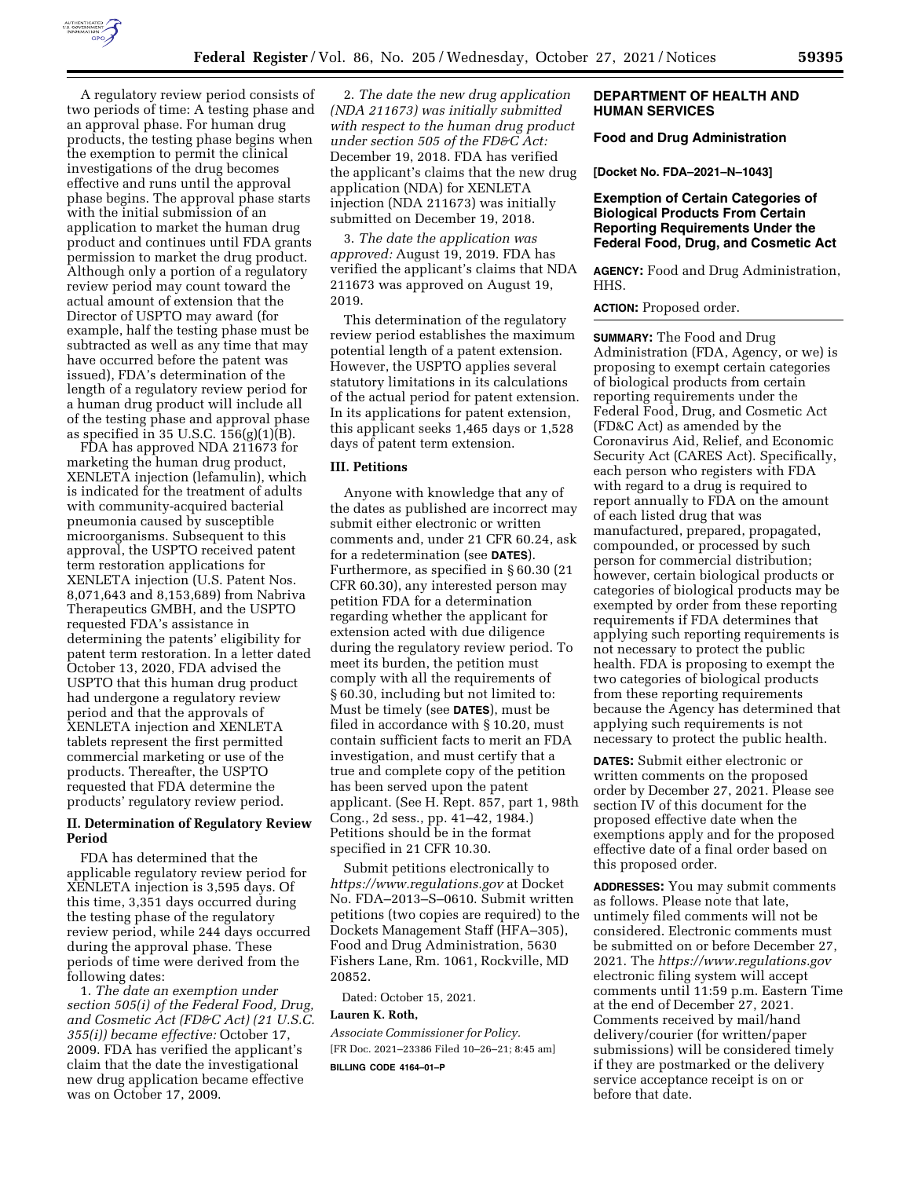A regulatory review period consists of two periods of time: A testing phase and an approval phase. For human drug products, the testing phase begins when the exemption to permit the clinical investigations of the drug becomes effective and runs until the approval phase begins. The approval phase starts with the initial submission of an application to market the human drug product and continues until FDA grants permission to market the drug product. Although only a portion of a regulatory review period may count toward the actual amount of extension that the Director of USPTO may award (for example, half the testing phase must be subtracted as well as any time that may have occurred before the patent was issued), FDA's determination of the length of a regulatory review period for a human drug product will include all of the testing phase and approval phase as specified in 35 U.S.C. 156(g)(1)(B).

FDA has approved NDA 211673 for marketing the human drug product, XENLETA injection (lefamulin), which is indicated for the treatment of adults with community-acquired bacterial pneumonia caused by susceptible microorganisms. Subsequent to this approval, the USPTO received patent term restoration applications for XENLETA injection (U.S. Patent Nos. 8,071,643 and 8,153,689) from Nabriva Therapeutics GMBH, and the USPTO requested FDA's assistance in determining the patents' eligibility for patent term restoration. In a letter dated October 13, 2020, FDA advised the USPTO that this human drug product had undergone a regulatory review period and that the approvals of XENLETA injection and XENLETA tablets represent the first permitted commercial marketing or use of the products. Thereafter, the USPTO requested that FDA determine the products' regulatory review period.

## II. Determination of Regulatory Review Period

FDA has determined that the applicable regulatory review period for XENLETA injection is 3,595 days. Of this time, 3,351 days occurred during the testing phase of the regulatory review period, while 244 days occurred during the approval phase. These periods of time were derived from the following dates:

1. *The date an exemption under section 505(i) of the Federal Food, Drug, and Cosmetic Act (FD&C Act) (21 U.S.C. 355(i)) became effective:* October 17, 2009. FDA has verified the applicant's claim that the date the investigational new drug application became effective was on October 17, 2009.

2. *The date the new drug application (NDA 211673) was initially submitted with respect to the human drug product under section 505 of the FD&C Act:* December 19, 2018. FDA has verified the applicant's claims that the new drug application (NDA) for XENLETA injection (NDA 211673) was initially submitted on December 19, 2018.

3. *The date the application was approved:* August 19, 2019. FDA has verified the applicant's claims that NDA 211673 was approved on August 19, 2019.

This determination of the regulatory review period establishes the maximum potential length of a patent extension. However, the USPTO applies several statutory limitations in its calculations of the actual period for patent extension. In its applications for patent extension, this applicant seeks 1,465 days or 1,528 days of patent term extension.

## III. Petitions

Anyone with knowledge that any of the dates as published are incorrect may submit either electronic or written comments and, under 21 CFR 60.24, ask for a redetermination (see **DATES**). Furthermore, as specified in § 60.30 (21 CFR 60.30), any interested person may petition FDA for a determination regarding whether the applicant for extension acted with due diligence during the regulatory review period. To meet its burden, the petition must comply with all the requirements of § 60.30, including but not limited to: Must be timely (see **DATES**), must be filed in accordance with § 10.20, must contain sufficient facts to merit an FDA investigation, and must certify that a true and complete copy of the petition has been served upon the patent applicant. (See H. Rept. 857, part 1, 98th Cong., 2d sess., pp. 41–42, 1984.) Petitions should be in the format specified in 21 CFR 10.30.

Submit petitions electronically to *https://www.regulations.gov* at Docket No. FDA–2013–S–0610. Submit written petitions (two copies are required) to the Dockets Management Staff (HFA–305), Food and Drug Administration, 5630 Fishers Lane, Rm. 1061, Rockville, MD 20852.

Dated: October 15, 2021.

**Lauren K. Roth,**

*Associate Commissioner for Policy.*

[FR Doc. 2021–23386 Filed 10–26–21; 8:45 am]

**BILLING CODE 4164–01–P**

## DEPARTMENT OF HEALTH AND HUMAN SERVICES

### Food and Drug Administration

**[Docket No. FDA–2021–N–1043]**

### Exemption of Certain Categories of Biological Products From Certain Reporting Requirements Under the Federal Food, Drug, and Cosmetic Act

**AGENCY:** Food and Drug Administration, HHS.

**ACTION:** Proposed order.

**SUMMARY:** The Food and Drug Administration (FDA, Agency, or we) is proposing to exempt certain categories of biological products from certain reporting requirements under the Federal Food, Drug, and Cosmetic Act (FD&C Act) as amended by the Coronavirus Aid, Relief, and Economic Security Act (CARES Act). Specifically, each person who registers with FDA with regard to a drug is required to report annually to FDA on the amount of each listed drug that was manufactured, prepared, propagated, compounded, or processed by such person for commercial distribution; however, certain biological products or categories of biological products may be exempted by order from these reporting requirements if FDA determines that applying such reporting requirements is not necessary to protect the public health. FDA is proposing to exempt the two categories of biological products from these reporting requirements because the Agency has determined that applying such requirements is not necessary to protect the public health.

**DATES:** Submit either electronic or written comments on the proposed order by December 27, 2021. Please see section IV of this document for the proposed effective date when the exemptions apply and for the proposed effective date of a final order based on this proposed order.

**ADDRESSES:** You may submit comments as follows. Please note that late, untimely filed comments will not be considered. Electronic comments must be submitted on or before December 27, 2021. The *https://www.regulations.gov* electronic filing system will accept comments until 11:59 p.m. Eastern Time at the end of December 27, 2021. Comments received by mail/hand delivery/courier (for written/paper submissions) will be considered timely if they are postmarked or the delivery service acceptance receipt is on or before that date.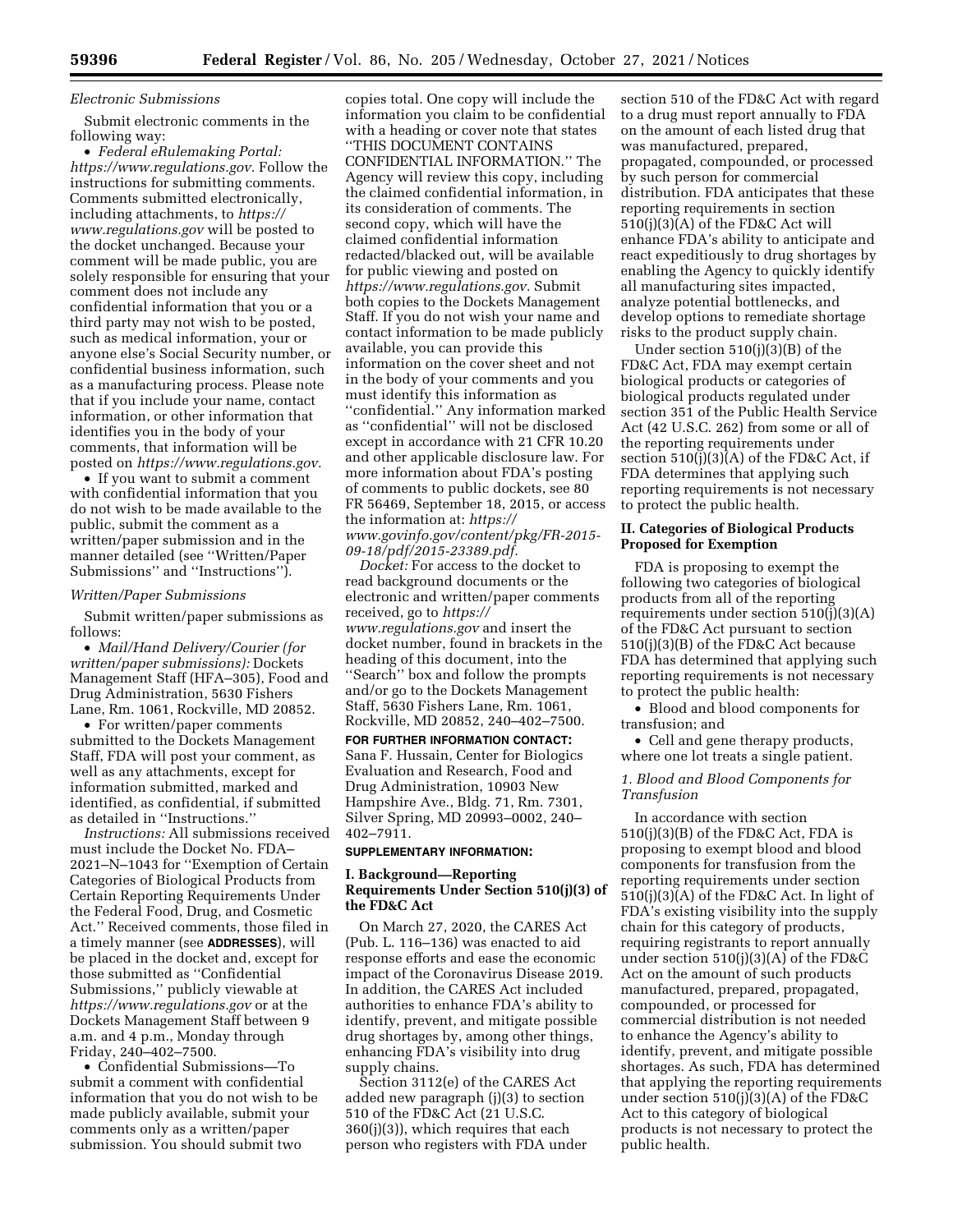*Electronic Submissions*

Submit electronic comments in the following way:

- *Federal eRulemaking Portal: https://www.regulations.gov.* Follow the instructions for submitting comments. Comments submitted electronically, including attachments, to *https://www.regulations.gov* will be posted to the docket unchanged. Because your comment will be made public, you are solely responsible for ensuring that your comment does not include any confidential information that you or a third party may not wish to be posted, such as medical information, your or anyone else's Social Security number, or confidential business information, such as a manufacturing process. Please note that if you include your name, contact information, or other information that identifies you in the body of your comments, that information will be posted on *https://www.regulations.gov.*
- If you want to submit a comment with confidential information that you do not wish to be made available to the public, submit the comment as a written/paper submission and in the manner detailed (see ''Written/Paper Submissions'' and ''Instructions'').

*Written/Paper Submissions*

Submit written/paper submissions as follows:

- *Mail/Hand Delivery/Courier (for written/paper submissions):* Dockets Management Staff (HFA–305), Food and Drug Administration, 5630 Fishers Lane, Rm. 1061, Rockville, MD 20852.
- For written/paper comments submitted to the Dockets Management Staff, FDA will post your comment, as well as any attachments, except for information submitted, marked and identified, as confidential, if submitted as detailed in ''Instructions.''

*Instructions:* All submissions received must include the Docket No. FDA–2021–N–1043 for ''Exemption of Certain Categories of Biological Products from Certain Reporting Requirements Under the Federal Food, Drug, and Cosmetic Act.'' Received comments, those filed in a timely manner (see **ADDRESSES**), will be placed in the docket and, except for those submitted as ''Confidential Submissions,'' publicly viewable at *https://www.regulations.gov* or at the Dockets Management Staff between 9 a.m. and 4 p.m., Monday through Friday, 240–402–7500.

- Confidential Submissions—To submit a comment with confidential information that you do not wish to be made publicly available, submit your comments only as a written/paper submission. You should submit two copies total. One copy will include the information you claim to be confidential with a heading or cover note that states ''THIS DOCUMENT CONTAINS CONFIDENTIAL INFORMATION.'' The Agency will review this copy, including the claimed confidential information, in its consideration of comments. The second copy, which will have the claimed confidential information redacted/blacked out, will be available for public viewing and posted on *https://www.regulations.gov.* Submit both copies to the Dockets Management Staff. If you do not wish your name and contact information to be made publicly available, you can provide this information on the cover sheet and not in the body of your comments and you must identify this information as ''confidential.'' Any information marked as ''confidential'' will not be disclosed except in accordance with 21 CFR 10.20 and other applicable disclosure law. For more information about FDA's posting of comments to public dockets, see 80 FR 56469, September 18, 2015, or access the information at: *https://www.govinfo.gov/content/pkg/FR-2015-09-18/pdf/2015-23389.pdf.*

*Docket:* For access to the docket to read background documents or the electronic and written/paper comments received, go to *https://www.regulations.gov* and insert the docket number, found in brackets in the heading of this document, into the ''Search'' box and follow the prompts and/or go to the Dockets Management Staff, 5630 Fishers Lane, Rm. 1061, Rockville, MD 20852, 240–402–7500.

**FOR FURTHER INFORMATION CONTACT:** Sana F. Hussain, Center for Biologics Evaluation and Research, Food and Drug Administration, 10903 New Hampshire Ave., Bldg. 71, Rm. 7301, Silver Spring, MD 20993–0002, 240–402–7911.

**SUPPLEMENTARY INFORMATION:**

## I. Background—Reporting Requirements Under Section 510(j)(3) of the FD&C Act

On March 27, 2020, the CARES Act (Pub. L. 116–136) was enacted to aid response efforts and ease the economic impact of the Coronavirus Disease 2019. In addition, the CARES Act included authorities to enhance FDA's ability to identify, prevent, and mitigate possible drug shortages by, among other things, enhancing FDA's visibility into drug supply chains.

Section 3112(e) of the CARES Act added new paragraph (j)(3) to section 510 of the FD&C Act (21 U.S.C. 360(j)(3)), which requires that each person who registers with FDA under section 510 of the FD&C Act with regard to a drug must report annually to FDA on the amount of each listed drug that was manufactured, prepared, propagated, compounded, or processed by such person for commercial distribution. FDA anticipates that these reporting requirements in section 510(j)(3)(A) of the FD&C Act will enhance FDA's ability to anticipate and react expeditiously to drug shortages by enabling the Agency to quickly identify all manufacturing sites impacted, analyze potential bottlenecks, and develop options to remediate shortage risks to the product supply chain.

Under section 510(j)(3)(B) of the FD&C Act, FDA may exempt certain biological products or categories of biological products regulated under section 351 of the Public Health Service Act (42 U.S.C. 262) from some or all of the reporting requirements under section 510(j)(3)(A) of the FD&C Act, if FDA determines that applying such reporting requirements is not necessary to protect the public health.

## II. Categories of Biological Products Proposed for Exemption

FDA is proposing to exempt the following two categories of biological products from all of the reporting requirements under section 510(j)(3)(A) of the FD&C Act pursuant to section 510(j)(3)(B) of the FD&C Act because FDA has determined that applying such reporting requirements is not necessary to protect the public health:

- Blood and blood components for transfusion; and
- Cell and gene therapy products, where one lot treats a single patient.

### *1. Blood and Blood Components for Transfusion*

In accordance with section 510(j)(3)(B) of the FD&C Act, FDA is proposing to exempt blood and blood components for transfusion from the reporting requirements under section 510(j)(3)(A) of the FD&C Act. In light of FDA's existing visibility into the supply chain for this category of products, requiring registrants to report annually under section 510(j)(3)(A) of the FD&C Act on the amount of such products manufactured, prepared, propagated, compounded, or processed for commercial distribution is not needed to enhance the Agency's ability to identify, prevent, and mitigate possible shortages. As such, FDA has determined that applying the reporting requirements under section 510(j)(3)(A) of the FD&C Act to this category of biological products is not necessary to protect the public health.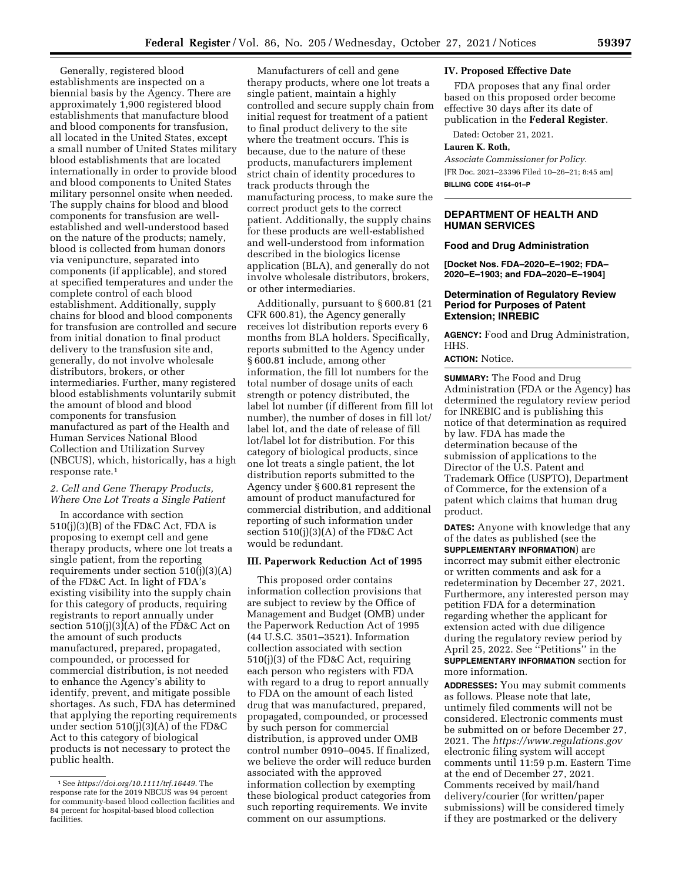Generally, registered blood establishments are inspected on a biennial basis by the Agency. There are approximately 1,900 registered blood establishments that manufacture blood and blood components for transfusion, all located in the United States, except a small number of United States military blood establishments that are located internationally in order to provide blood and blood components to United States military personnel onsite when needed. The supply chains for blood and blood components for transfusion are well-established and well-understood based on the nature of the products; namely, blood is collected from human donors via venipuncture, separated into components (if applicable), and stored at specified temperatures and under the complete control of each blood establishment. Additionally, supply chains for blood and blood components for transfusion are controlled and secure from initial donation to final product delivery to the transfusion site and, generally, do not involve wholesale distributors, brokers, or other intermediaries. Further, many registered blood establishments voluntarily submit the amount of blood and blood components for transfusion manufactured as part of the Health and Human Services National Blood Collection and Utilization Survey (NBCUS), which, historically, has a high response rate.[1]

### 2. Cell and Gene Therapy Products, Where One Lot Treats a Single Patient

In accordance with section 510(j)(3)(B) of the FD&C Act, FDA is proposing to exempt cell and gene therapy products, where one lot treats a single patient, from the reporting requirements under section 510(j)(3)(A) of the FD&C Act. In light of FDA's existing visibility into the supply chain for this category of products, requiring registrants to report annually under section 510(j)(3)(A) of the FD&C Act on the amount of such products manufactured, prepared, propagated, compounded, or processed for commercial distribution, is not needed to enhance the Agency's ability to identify, prevent, and mitigate possible shortages. As such, FDA has determined that applying the reporting requirements under section 510(j)(3)(A) of the FD&C Act to this category of biological products is not necessary to protect the public health.

Manufacturers of cell and gene therapy products, where one lot treats a single patient, maintain a highly controlled and secure supply chain from initial request for treatment of a patient to final product delivery to the site where the treatment occurs. This is because, due to the nature of these products, manufacturers implement strict chain of identity procedures to track products through the manufacturing process, to make sure the correct product gets to the correct patient. Additionally, the supply chains for these products are well-established and well-understood from information described in the biologics license application (BLA), and generally do not involve wholesale distributors, brokers, or other intermediaries.

Additionally, pursuant to § 600.81 (21 CFR 600.81), the Agency generally receives lot distribution reports every 6 months from BLA holders. Specifically, reports submitted to the Agency under § 600.81 include, among other information, the fill lot numbers for the total number of dosage units of each strength or potency distributed, the label lot number (if different from fill lot number), the number of doses in fill lot/label lot, and the date of release of fill lot/label lot for distribution. For this category of biological products, since one lot treats a single patient, the lot distribution reports submitted to the Agency under § 600.81 represent the amount of product manufactured for commercial distribution, and additional reporting of such information under section 510(j)(3)(A) of the FD&C Act would be redundant.

## III. Paperwork Reduction Act of 1995

This proposed order contains information collection provisions that are subject to review by the Office of Management and Budget (OMB) under the Paperwork Reduction Act of 1995 (44 U.S.C. 3501–3521). Information collection associated with section 510(j)(3) of the FD&C Act, requiring each person who registers with FDA with regard to a drug to report annually to FDA on the amount of each listed drug that was manufactured, prepared, propagated, compounded, or processed by such person for commercial distribution, is approved under OMB control number 0910–0045. If finalized, we believe the order will reduce burden associated with the approved information collection by exempting these biological product categories from such reporting requirements. We invite comment on our assumptions.

## IV. Proposed Effective Date

FDA proposes that any final order based on this proposed order become effective 30 days after its date of publication in the **Federal Register**.

Dated: October 21, 2021.

**Lauren K. Roth,**

*Associate Commissioner for Policy.*

[FR Doc. 2021–23396 Filed 10–26–21; 8:45 am]

**BILLING CODE 4164–01–P**

---

[1] See *https://doi.org/10.1111/trf.16449*. The response rate for the 2019 NBCUS was 94 percent for community-based blood collection facilities and 84 percent for hospital-based blood collection facilities.

---

# DEPARTMENT OF HEALTH AND HUMAN SERVICES

## Food and Drug Administration

**[Docket Nos. FDA–2020–E–1902; FDA–2020–E–1903; and FDA–2020–E–1904]**

## Determination of Regulatory Review Period for Purposes of Patent Extension; INREBIC

**AGENCY:** Food and Drug Administration, HHS.

**ACTION:** Notice.

**SUMMARY:** The Food and Drug Administration (FDA or the Agency) has determined the regulatory review period for INREBIC and is publishing this notice of that determination as required by law. FDA has made the determination because of the submission of applications to the Director of the U.S. Patent and Trademark Office (USPTO), Department of Commerce, for the extension of a patent which claims that human drug product.

**DATES:** Anyone with knowledge that any of the dates as published (see the **SUPPLEMENTARY INFORMATION**) are incorrect may submit either electronic or written comments and ask for a redetermination by December 27, 2021. Furthermore, any interested person may petition FDA for a determination regarding whether the applicant for extension acted with due diligence during the regulatory review period by April 25, 2022. See ''Petitions'' in the **SUPPLEMENTARY INFORMATION** section for more information.

**ADDRESSES:** You may submit comments as follows. Please note that late, untimely filed comments will not be considered. Electronic comments must be submitted on or before December 27, 2021. The *https://www.regulations.gov* electronic filing system will accept comments until 11:59 p.m. Eastern Time at the end of December 27, 2021. Comments received by mail/hand delivery/courier (for written/paper submissions) will be considered timely if they are postmarked or the delivery